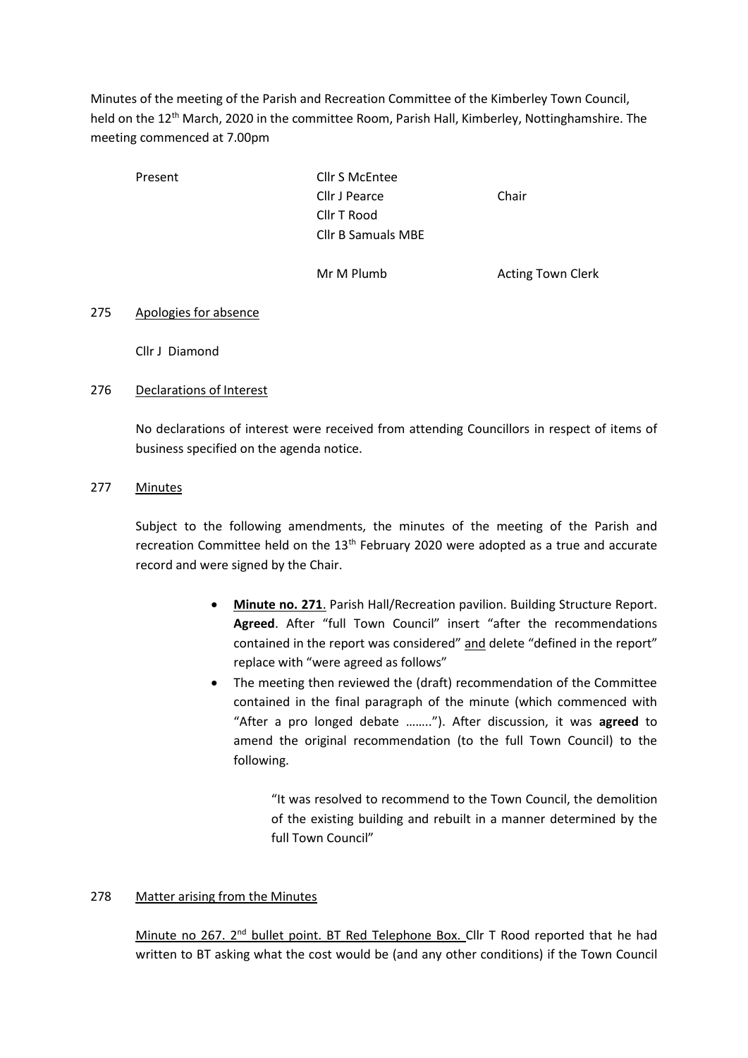Minutes of the meeting of the Parish and Recreation Committee of the Kimberley Town Council, held on the 12th March, 2020 in the committee Room, Parish Hall, Kimberley, Nottinghamshire. The meeting commenced at 7.00pm

| | | |
|---|---|---|
| Present | Cllr S McEntee | |
| | Cllr J Pearce | Chair |
| | Cllr T Rood | |
| | Cllr B Samuals MBE | |
| | Mr M Plumb | Acting Town Clerk |

275 Apologies for absence

Cllr J Diamond

276 Declarations of Interest

No declarations of interest were received from attending Councillors in respect of items of business specified on the agenda notice.

277 Minutes

Subject to the following amendments, the minutes of the meeting of the Parish and recreation Committee held on the 13th February 2020 were adopted as a true and accurate record and were signed by the Chair.

- **Minute no. 271**. Parish Hall/Recreation pavilion. Building Structure Report. **Agreed**. After "full Town Council" insert "after the recommendations contained in the report was considered" and delete "defined in the report" replace with "were agreed as follows"
- The meeting then reviewed the (draft) recommendation of the Committee contained in the final paragraph of the minute (which commenced with "After a pro longed debate ……..”). After discussion, it was **agreed** to amend the original recommendation (to the full Town Council) to the following.

  "It was resolved to recommend to the Town Council, the demolition of the existing building and rebuilt in a manner determined by the full Town Council"

278 Matter arising from the Minutes

Minute no 267. 2nd bullet point. BT Red Telephone Box. Cllr T Rood reported that he had written to BT asking what the cost would be (and any other conditions) if the Town Council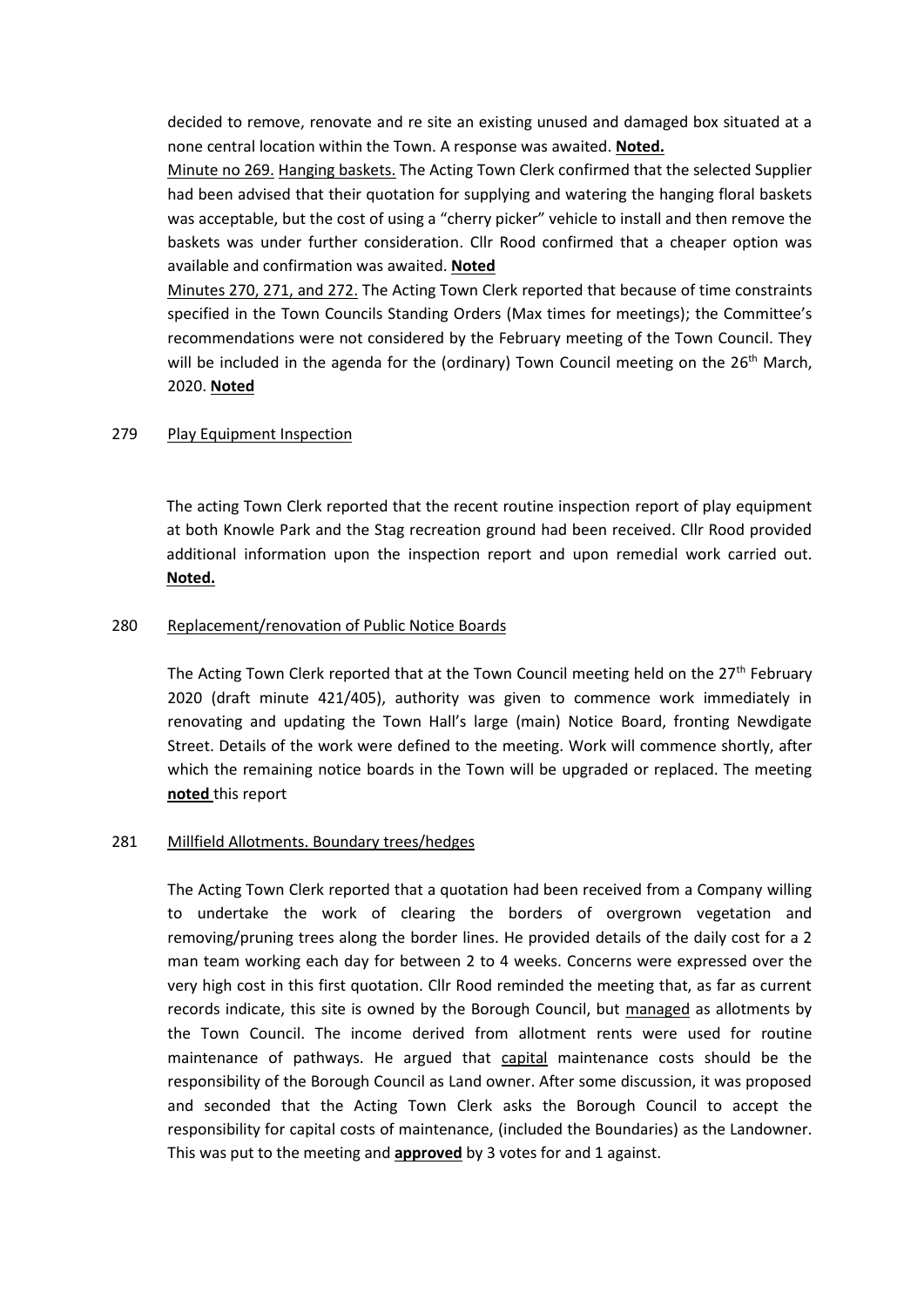decided to remove, renovate and re site an existing unused and damaged box situated at a none central location within the Town. A response was awaited. **Noted.**

Minute no 269. Hanging baskets. The Acting Town Clerk confirmed that the selected Supplier had been advised that their quotation for supplying and watering the hanging floral baskets was acceptable, but the cost of using a "cherry picker" vehicle to install and then remove the baskets was under further consideration. Cllr Rood confirmed that a cheaper option was available and confirmation was awaited. **Noted**

Minutes 270, 271, and 272. The Acting Town Clerk reported that because of time constraints specified in the Town Councils Standing Orders (Max times for meetings); the Committee's recommendations were not considered by the February meeting of the Town Council. They will be included in the agenda for the (ordinary) Town Council meeting on the 26th March, 2020. **Noted**

279 Play Equipment Inspection

The acting Town Clerk reported that the recent routine inspection report of play equipment at both Knowle Park and the Stag recreation ground had been received. Cllr Rood provided additional information upon the inspection report and upon remedial work carried out. **Noted.**

280 Replacement/renovation of Public Notice Boards

The Acting Town Clerk reported that at the Town Council meeting held on the 27th February 2020 (draft minute 421/405), authority was given to commence work immediately in renovating and updating the Town Hall's large (main) Notice Board, fronting Newdigate Street. Details of the work were defined to the meeting. Work will commence shortly, after which the remaining notice boards in the Town will be upgraded or replaced. The meeting **noted** this report

281 Millfield Allotments. Boundary trees/hedges

The Acting Town Clerk reported that a quotation had been received from a Company willing to undertake the work of clearing the borders of overgrown vegetation and removing/pruning trees along the border lines. He provided details of the daily cost for a 2 man team working each day for between 2 to 4 weeks. Concerns were expressed over the very high cost in this first quotation. Cllr Rood reminded the meeting that, as far as current records indicate, this site is owned by the Borough Council, but managed as allotments by the Town Council. The income derived from allotment rents were used for routine maintenance of pathways. He argued that capital maintenance costs should be the responsibility of the Borough Council as Land owner. After some discussion, it was proposed and seconded that the Acting Town Clerk asks the Borough Council to accept the responsibility for capital costs of maintenance, (included the Boundaries) as the Landowner. This was put to the meeting and **approved** by 3 votes for and 1 against.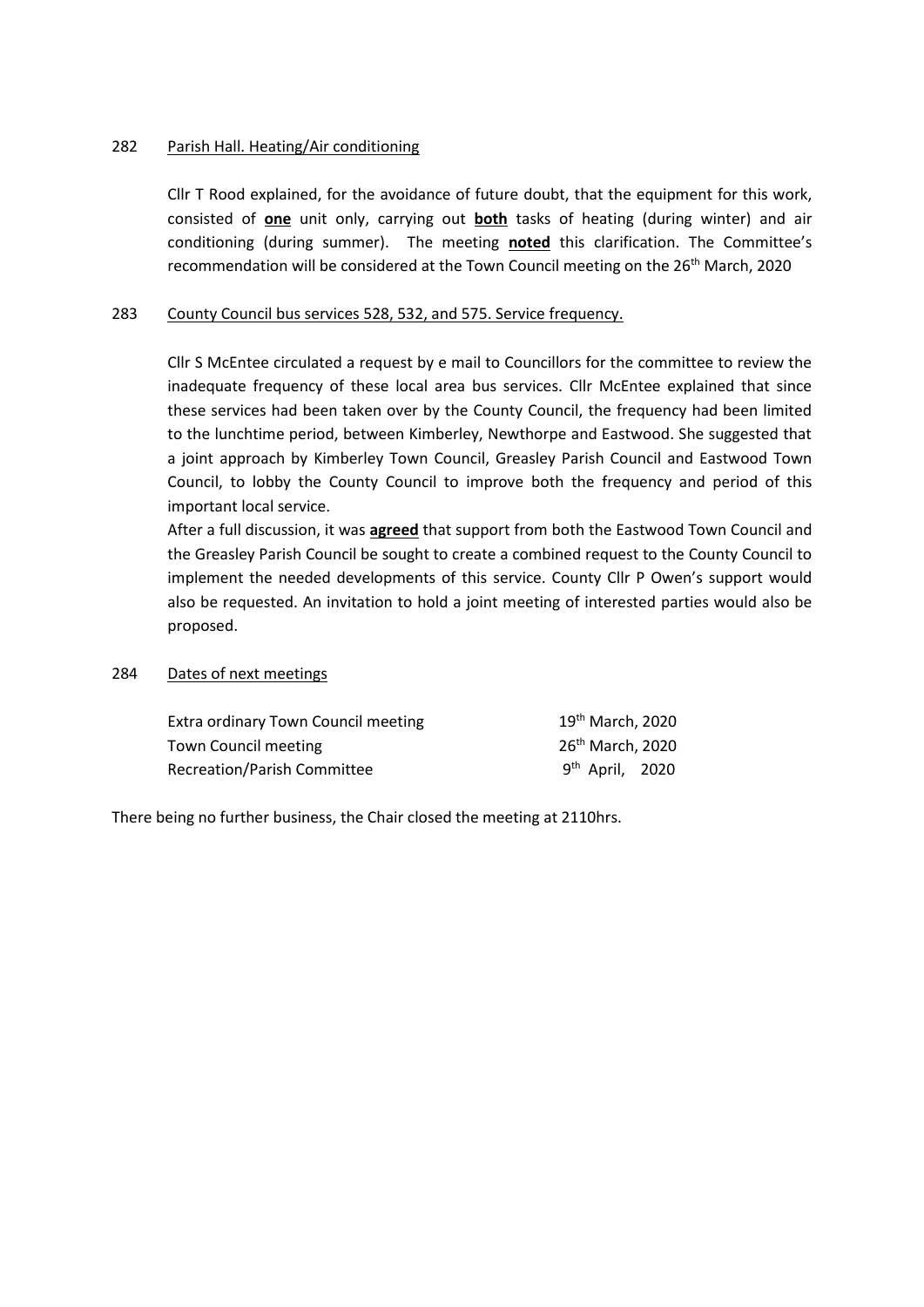282 Parish Hall. Heating/Air conditioning

Cllr T Rood explained, for the avoidance of future doubt, that the equipment for this work, consisted of **one** unit only, carrying out **both** tasks of heating (during winter) and air conditioning (during summer). The meeting **noted** this clarification. The Committee's recommendation will be considered at the Town Council meeting on the 26th March, 2020

283 County Council bus services 528, 532, and 575. Service frequency.

Cllr S McEntee circulated a request by e mail to Councillors for the committee to review the inadequate frequency of these local area bus services. Cllr McEntee explained that since these services had been taken over by the County Council, the frequency had been limited to the lunchtime period, between Kimberley, Newthorpe and Eastwood. She suggested that a joint approach by Kimberley Town Council, Greasley Parish Council and Eastwood Town Council, to lobby the County Council to improve both the frequency and period of this important local service.

After a full discussion, it was **agreed** that support from both the Eastwood Town Council and the Greasley Parish Council be sought to create a combined request to the County Council to implement the needed developments of this service. County Cllr P Owen's support would also be requested. An invitation to hold a joint meeting of interested parties would also be proposed.

284 Dates of next meetings

| | |
|---|---|
| Extra ordinary Town Council meeting | 19th March, 2020 |
| Town Council meeting | 26th March, 2020 |
| Recreation/Parish Committee | 9th April, 2020 |

There being no further business, the Chair closed the meeting at 2110hrs.